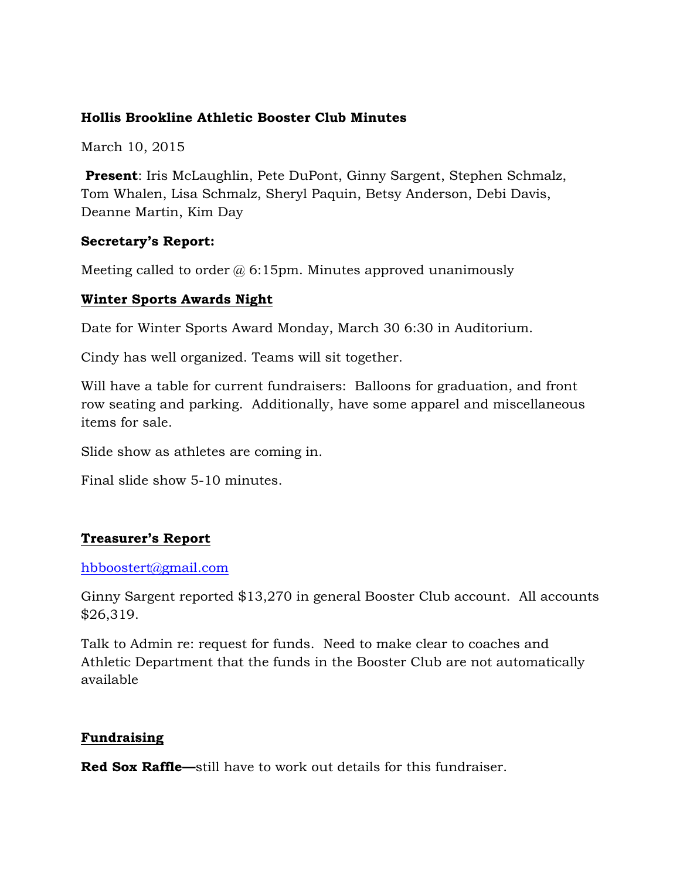# Hollis Brookline Athletic Booster Club Minutes

March 10, 2015

**Present**: Iris McLaughlin, Pete DuPont, Ginny Sargent, Stephen Schmalz, Tom Whalen, Lisa Schmalz, Sheryl Paquin, Betsy Anderson, Debi Davis, Deanne Martin, Kim Day

**Secretary's Report:**

Meeting called to order @ 6:15pm. Minutes approved unanimously

## Winter Sports Awards Night

Date for Winter Sports Award Monday, March 30 6:30 in Auditorium.

Cindy has well organized. Teams will sit together.

Will have a table for current fundraisers: Balloons for graduation, and front row seating and parking. Additionally, have some apparel and miscellaneous items for sale.

Slide show as athletes are coming in.

Final slide show 5-10 minutes.

## Treasurer's Report

hbboostert@gmail.com

Ginny Sargent reported $13,270 in general Booster Club account. All accounts $26,319.

Talk to Admin re: request for funds. Need to make clear to coaches and Athletic Department that the funds in the Booster Club are not automatically available

## Fundraising

**Red Sox Raffle—**still have to work out details for this fundraiser.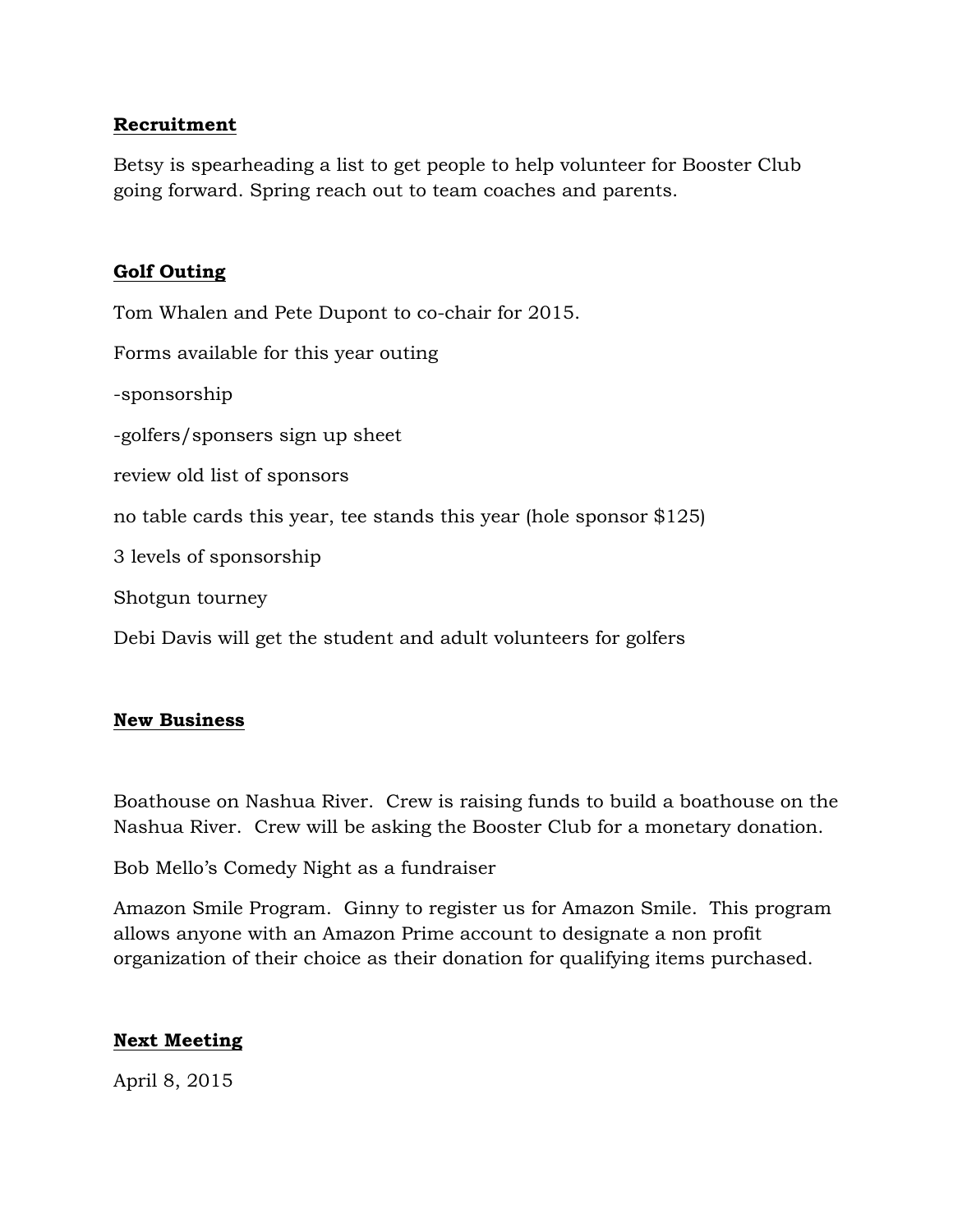## Recruitment

Betsy is spearheading a list to get people to help volunteer for Booster Club going forward. Spring reach out to team coaches and parents.

## Golf Outing

Tom Whalen and Pete Dupont to co-chair for 2015.

Forms available for this year outing

-sponsorship

-golfers/sponsers sign up sheet

review old list of sponsors

no table cards this year, tee stands this year (hole sponsor $125)

3 levels of sponsorship

Shotgun tourney

Debi Davis will get the student and adult volunteers for golfers

## New Business

Boathouse on Nashua River. Crew is raising funds to build a boathouse on the Nashua River. Crew will be asking the Booster Club for a monetary donation.

Bob Mello's Comedy Night as a fundraiser

Amazon Smile Program. Ginny to register us for Amazon Smile. This program allows anyone with an Amazon Prime account to designate a non profit organization of their choice as their donation for qualifying items purchased.

## Next Meeting

April 8, 2015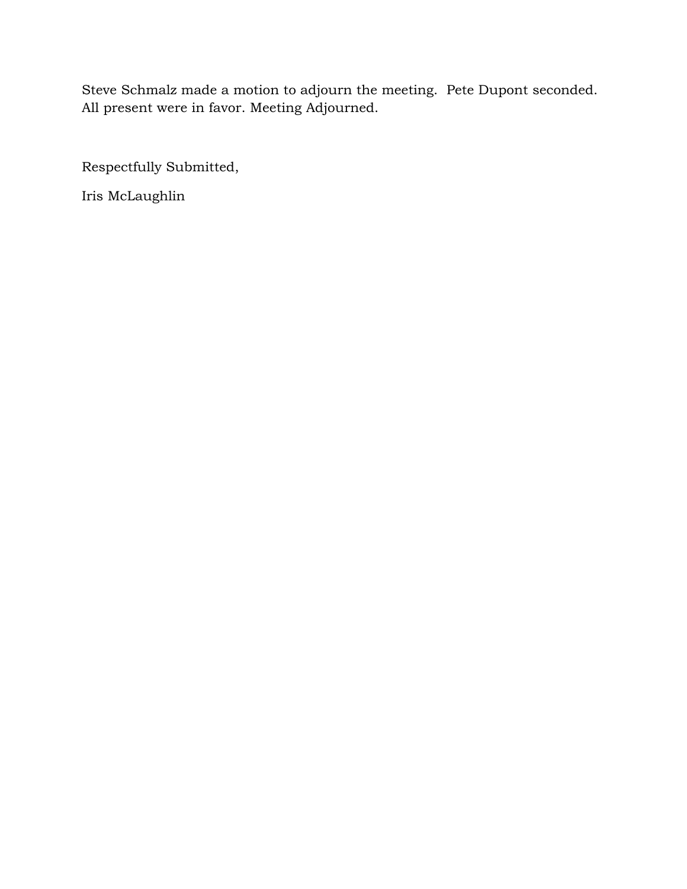Steve Schmalz made a motion to adjourn the meeting. Pete Dupont seconded. All present were in favor. Meeting Adjourned.

Respectfully Submitted,

Iris McLaughlin